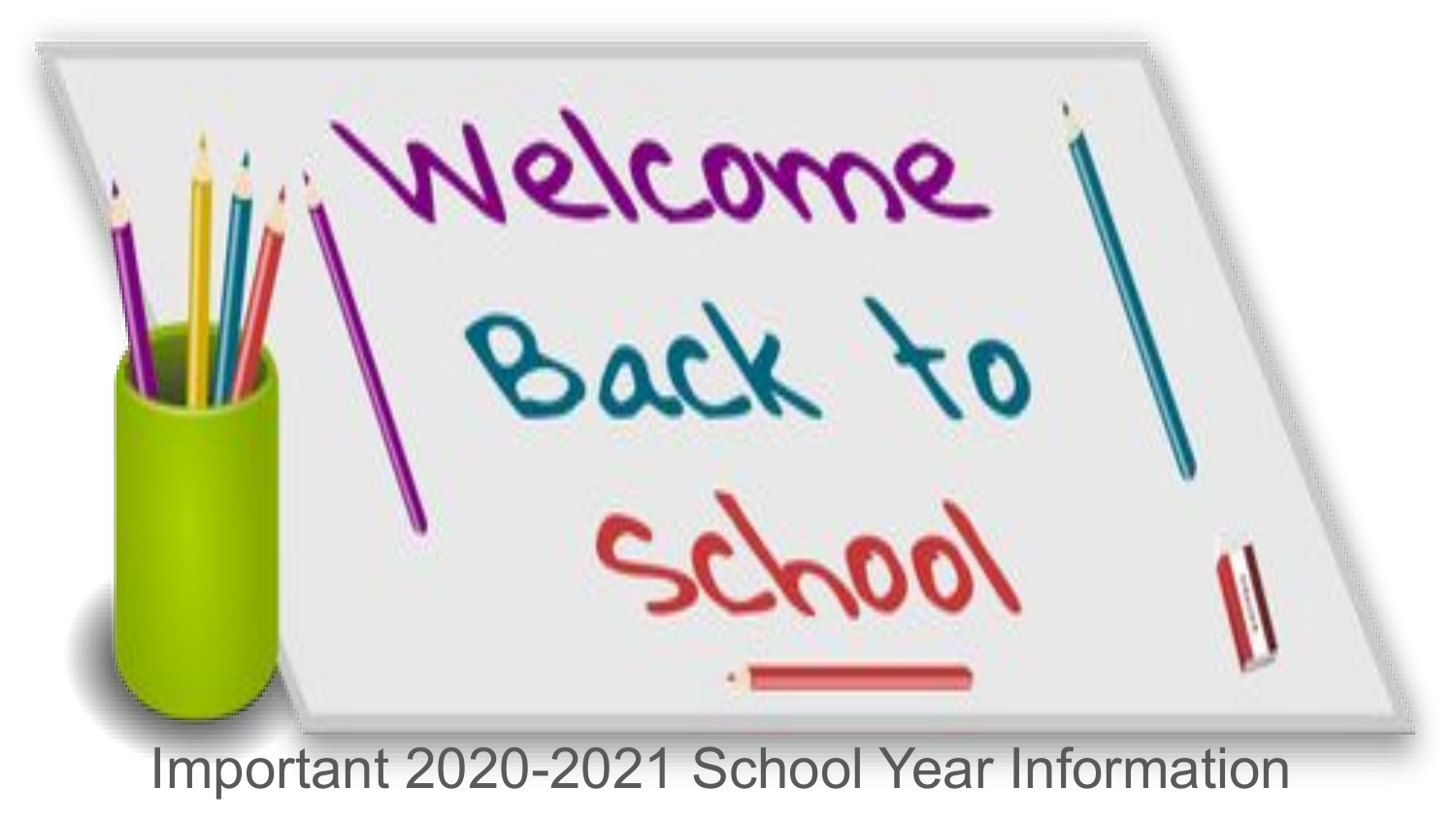# Welcome Back to School

Important 2020-2021 School Year Information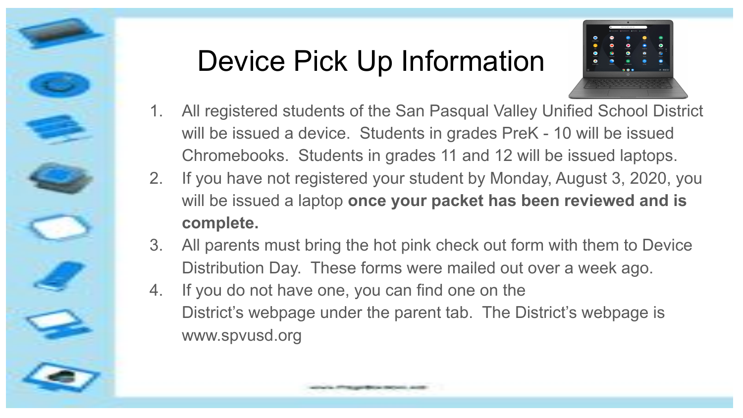# Device Pick Up Information

1. All registered students of the San Pasqual Valley Unified School District will be issued a device. Students in grades PreK - 10 will be issued Chromebooks. Students in grades 11 and 12 will be issued laptops.
2. If you have not registered your student by Monday, August 3, 2020, you will be issued a laptop **once your packet has been reviewed and is complete.**
3. All parents must bring the hot pink check out form with them to Device Distribution Day. These forms were mailed out over a week ago.
4. If you do not have one, you can find one on the District's webpage under the parent tab. The District's webpage is www.spvusd.org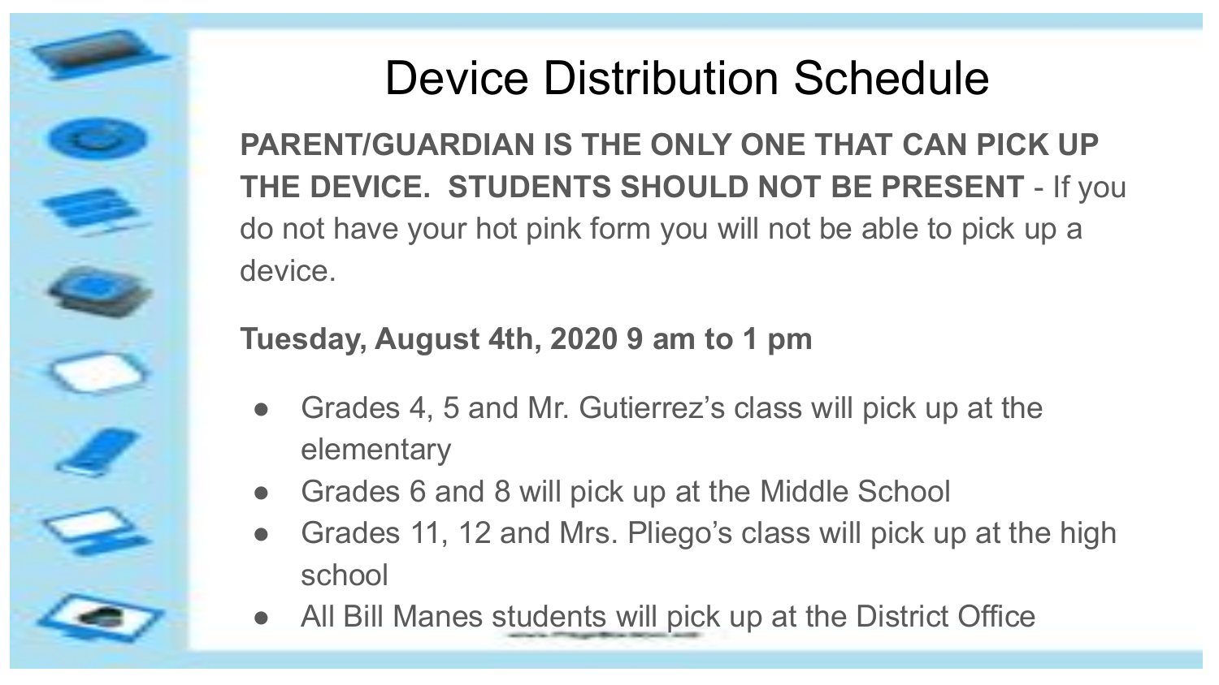# Device Distribution Schedule

**PARENT/GUARDIAN IS THE ONLY ONE THAT CAN PICK UP THE DEVICE. STUDENTS SHOULD NOT BE PRESENT** - If you do not have your hot pink form you will not be able to pick up a device.

**Tuesday, August 4th, 2020 9 am to 1 pm**

- Grades 4, 5 and Mr. Gutierrez's class will pick up at the elementary
- Grades 6 and 8 will pick up at the Middle School
- Grades 11, 12 and Mrs. Pliego's class will pick up at the high school
- All Bill Manes students will pick up at the District Office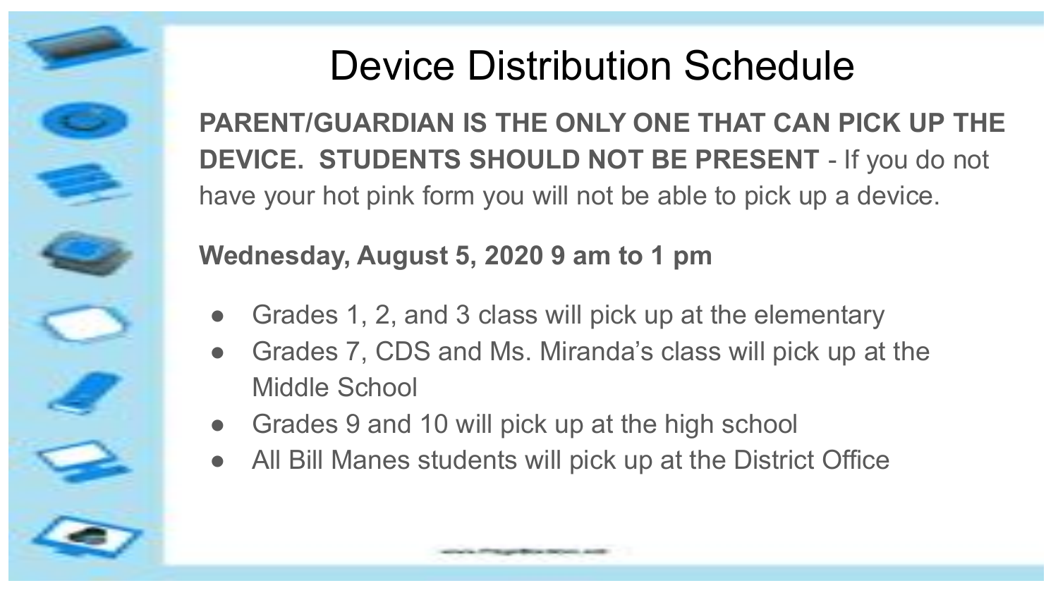# Device Distribution Schedule

**PARENT/GUARDIAN IS THE ONLY ONE THAT CAN PICK UP THE DEVICE. STUDENTS SHOULD NOT BE PRESENT** - If you do not have your hot pink form you will not be able to pick up a device.

**Wednesday, August 5, 2020 9 am to 1 pm**

- Grades 1, 2, and 3 class will pick up at the elementary
- Grades 7, CDS and Ms. Miranda's class will pick up at the Middle School
- Grades 9 and 10 will pick up at the high school
- All Bill Manes students will pick up at the District Office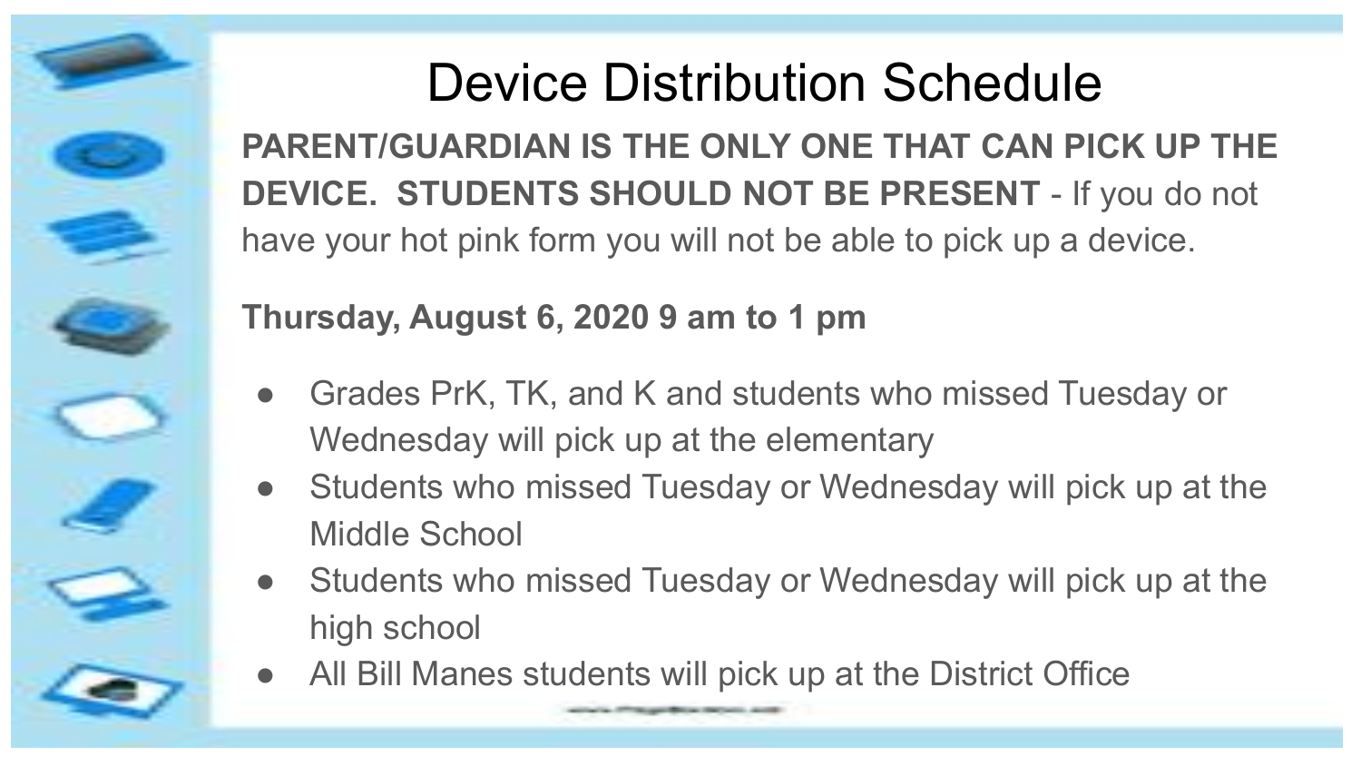# Device Distribution Schedule

**PARENT/GUARDIAN IS THE ONLY ONE THAT CAN PICK UP THE DEVICE. STUDENTS SHOULD NOT BE PRESENT** - If you do not have your hot pink form you will not be able to pick up a device.

**Thursday, August 6, 2020 9 am to 1 pm**

- Grades PrK, TK, and K and students who missed Tuesday or Wednesday will pick up at the elementary
- Students who missed Tuesday or Wednesday will pick up at the Middle School
- Students who missed Tuesday or Wednesday will pick up at the high school
- All Bill Manes students will pick up at the District Office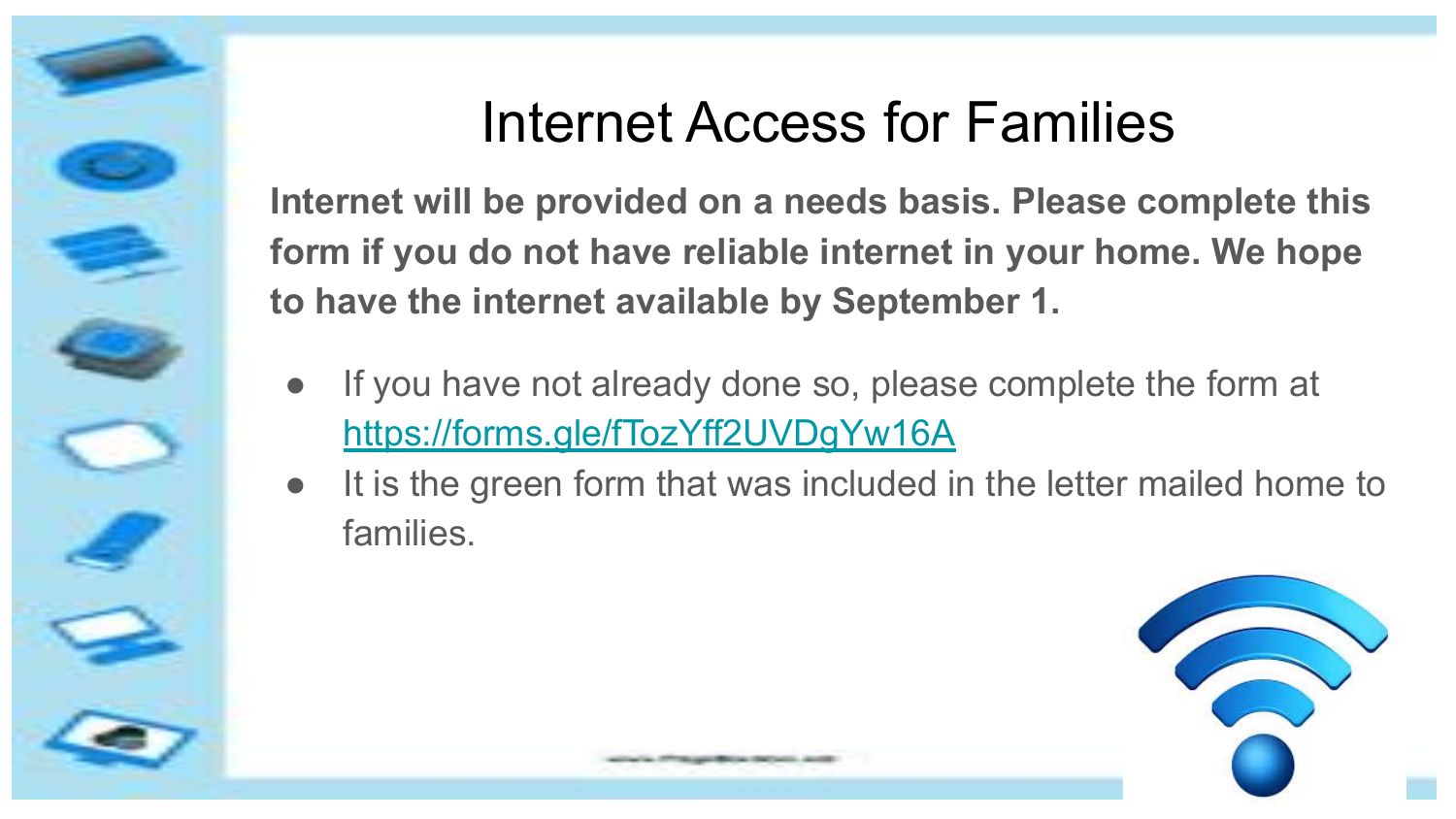# Internet Access for Families

**Internet will be provided on a needs basis. Please complete this form if you do not have reliable internet in your home. We hope to have the internet available by September 1.**

- If you have not already done so, please complete the form at [https://forms.gle/fTozYff2UVDgYw16A](https://forms.gle/fTozYff2UVDgYw16A)
- It is the green form that was included in the letter mailed home to families.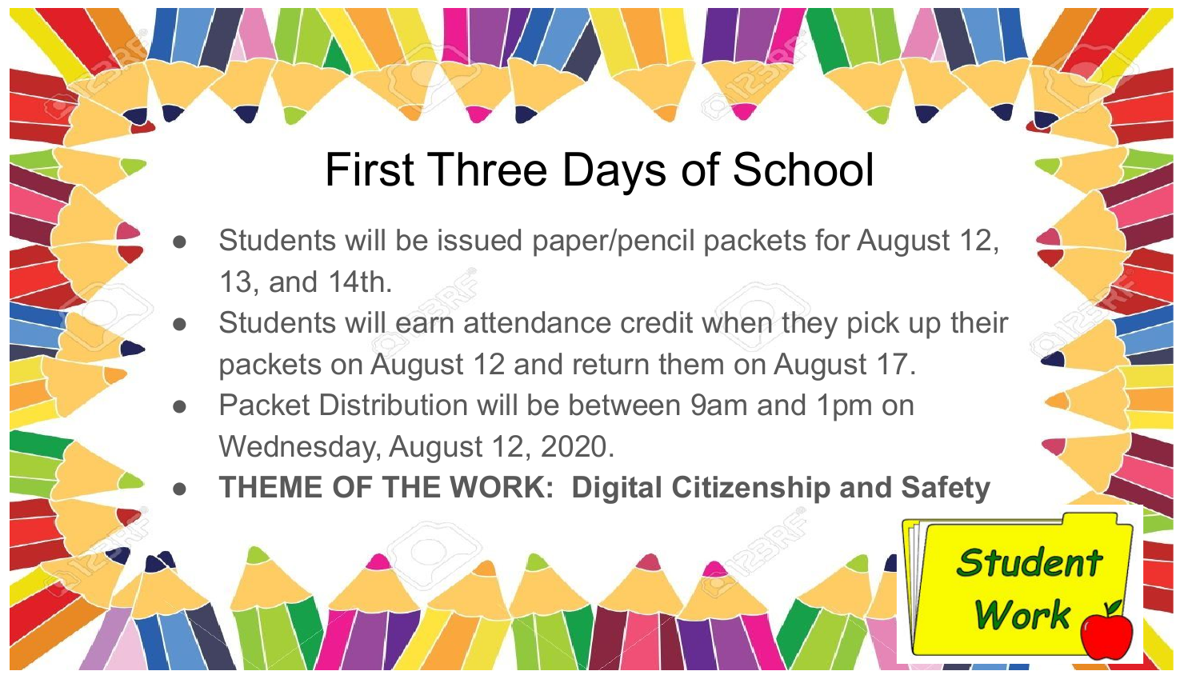# First Three Days of School

- Students will be issued paper/pencil packets for August 12, 13, and 14th.
- Students will earn attendance credit when they pick up their packets on August 12 and return them on August 17.
- Packet Distribution will be between 9am and 1pm on Wednesday, August 12, 2020.
- **THEME OF THE WORK: Digital Citizenship and Safety**

Student Work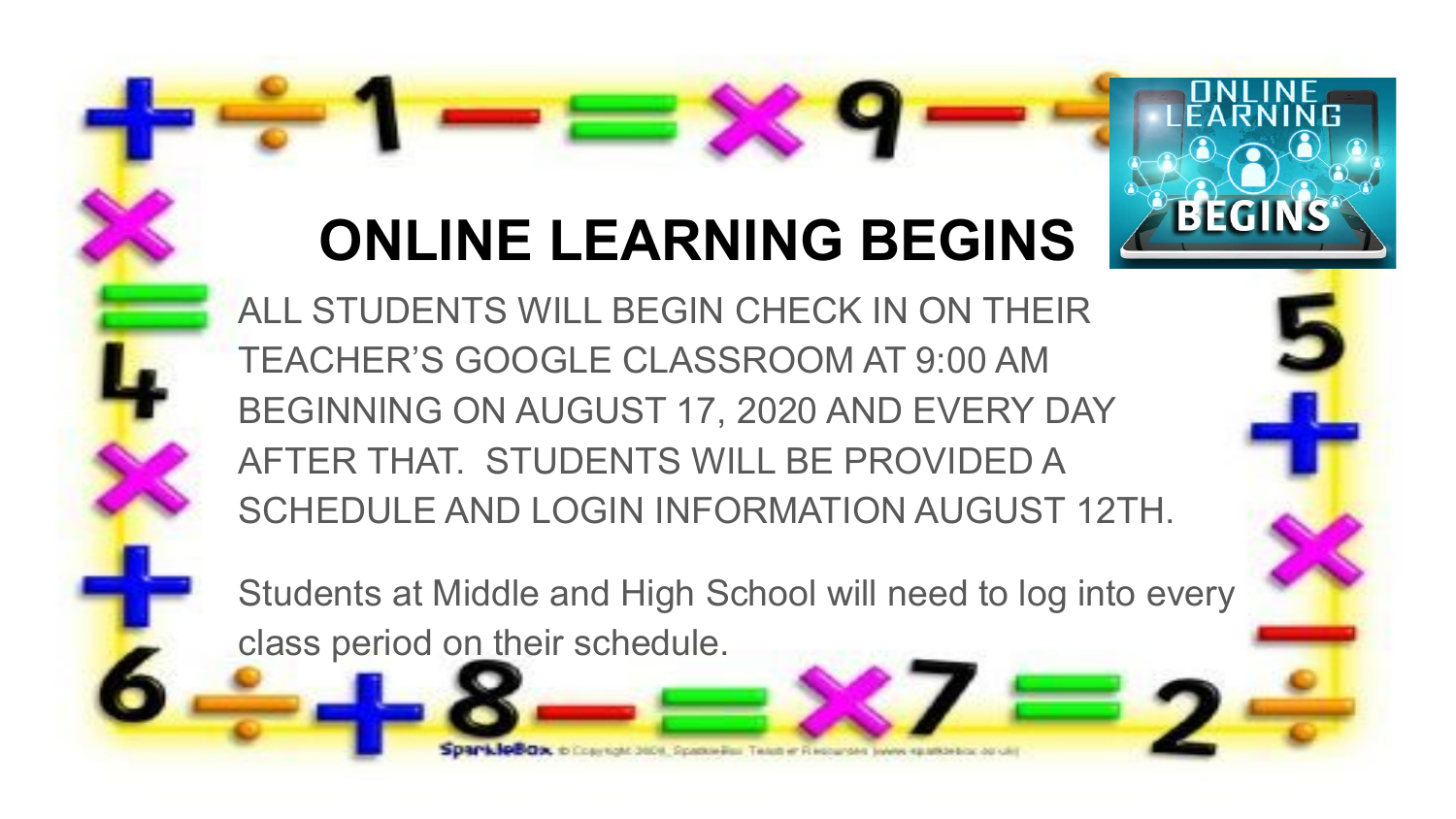# ONLINE LEARNING BEGINS

ALL STUDENTS WILL BEGIN CHECK IN ON THEIR TEACHER'S GOOGLE CLASSROOM AT 9:00 AM BEGINNING ON AUGUST 17, 2020 AND EVERY DAY AFTER THAT. STUDENTS WILL BE PROVIDED A SCHEDULE AND LOGIN INFORMATION AUGUST 12TH.

Students at Middle and High School will need to log into every class period on their schedule.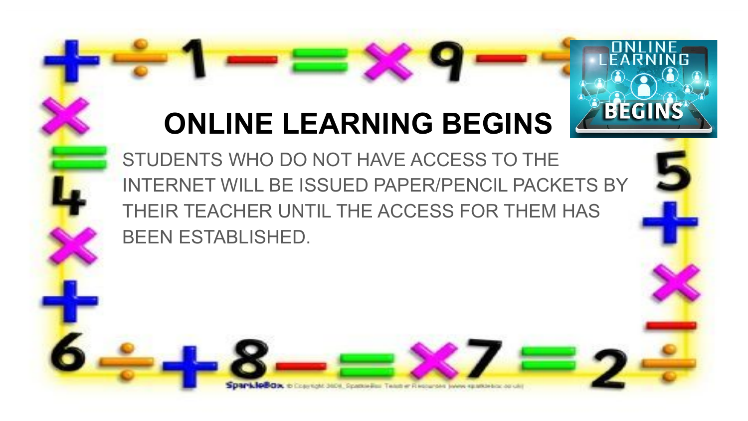# ONLINE LEARNING BEGINS

STUDENTS WHO DO NOT HAVE ACCESS TO THE INTERNET WILL BE ISSUED PAPER/PENCIL PACKETS BY THEIR TEACHER UNTIL THE ACCESS FOR THEM HAS BEEN ESTABLISHED.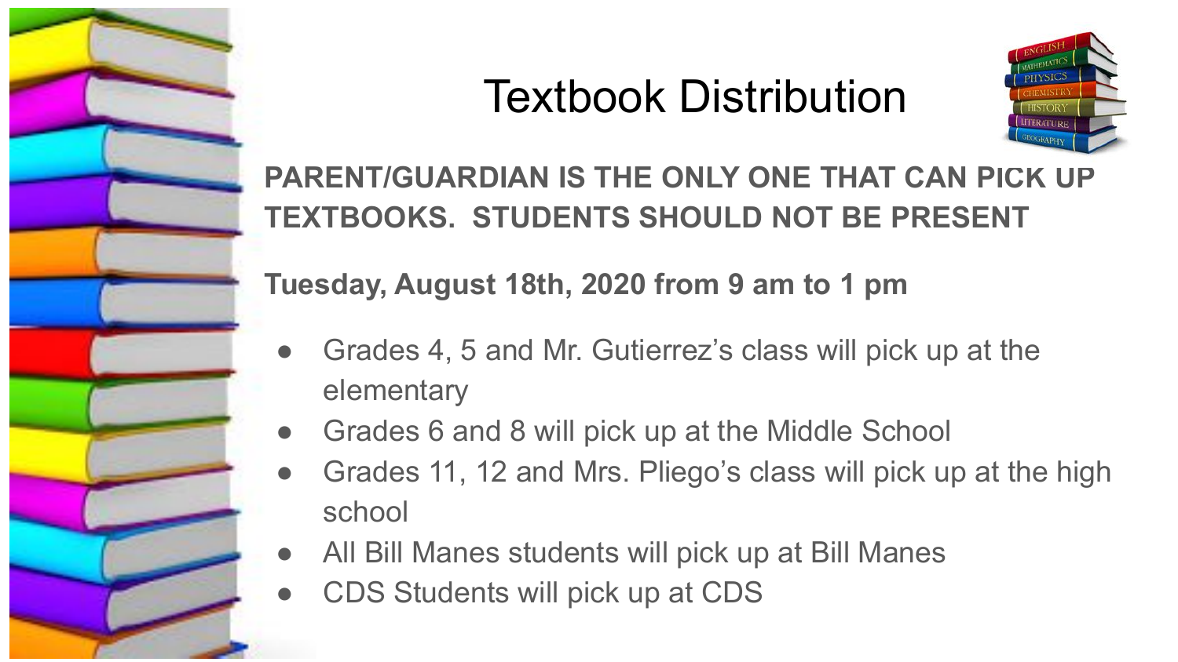# Textbook Distribution

**PARENT/GUARDIAN IS THE ONLY ONE THAT CAN PICK UP TEXTBOOKS. STUDENTS SHOULD NOT BE PRESENT**

**Tuesday, August 18th, 2020 from 9 am to 1 pm**

- Grades 4, 5 and Mr. Gutierrez's class will pick up at the elementary
- Grades 6 and 8 will pick up at the Middle School
- Grades 11, 12 and Mrs. Pliego's class will pick up at the high school
- All Bill Manes students will pick up at Bill Manes
- CDS Students will pick up at CDS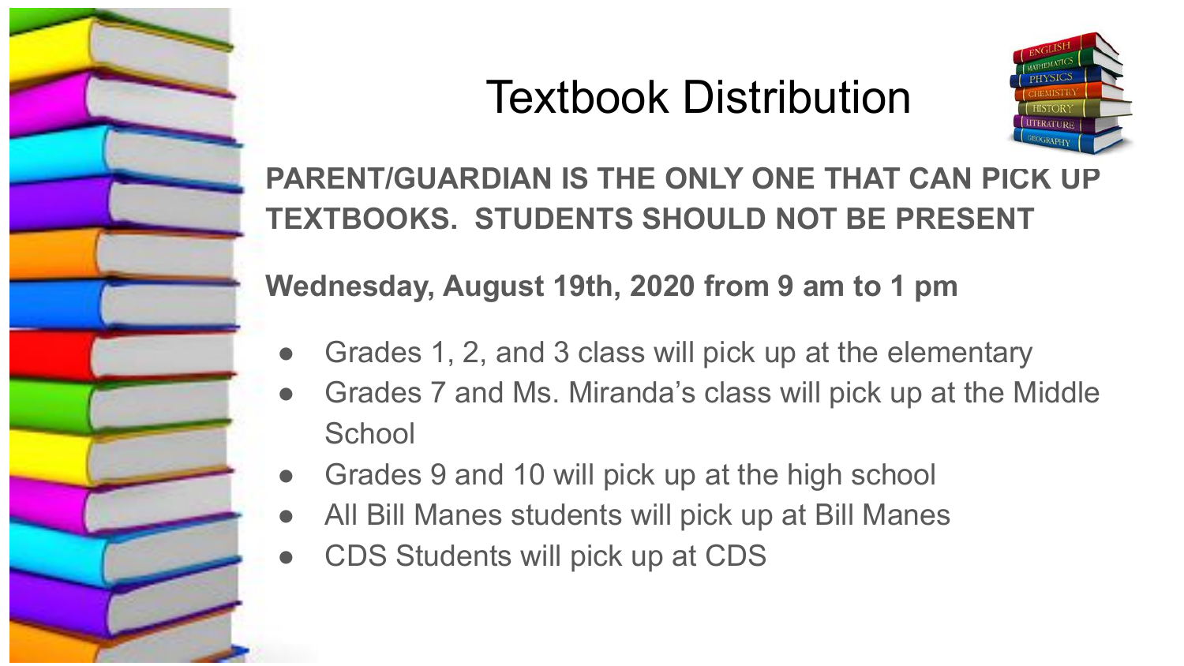# Textbook Distribution

**PARENT/GUARDIAN IS THE ONLY ONE THAT CAN PICK UP TEXTBOOKS. STUDENTS SHOULD NOT BE PRESENT**

**Wednesday, August 19th, 2020 from 9 am to 1 pm**

- Grades 1, 2, and 3 class will pick up at the elementary
- Grades 7 and Ms. Miranda's class will pick up at the Middle School
- Grades 9 and 10 will pick up at the high school
- All Bill Manes students will pick up at Bill Manes
- CDS Students will pick up at CDS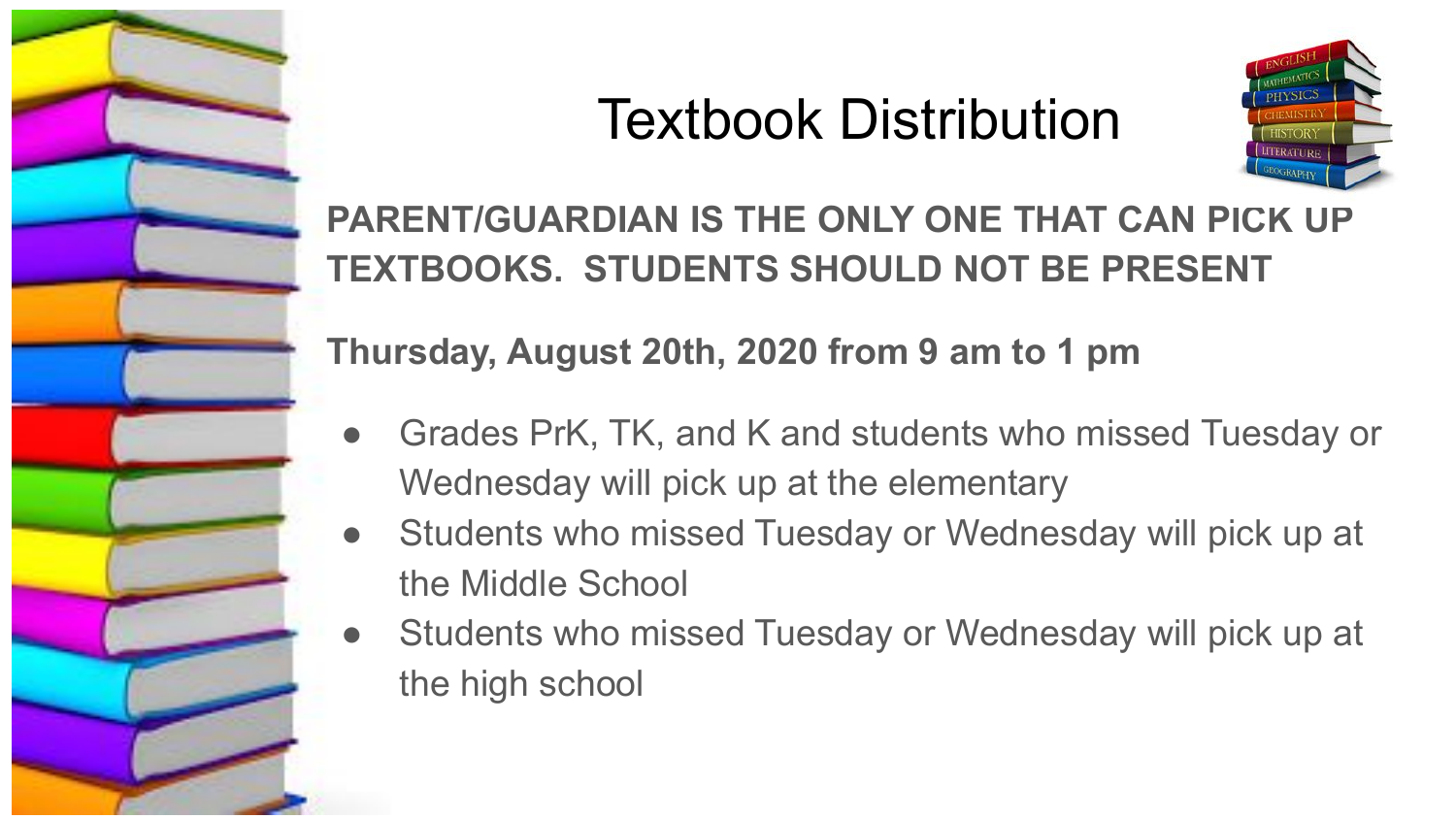# Textbook Distribution

**PARENT/GUARDIAN IS THE ONLY ONE THAT CAN PICK UP TEXTBOOKS. STUDENTS SHOULD NOT BE PRESENT**

**Thursday, August 20th, 2020 from 9 am to 1 pm**

- Grades PrK, TK, and K and students who missed Tuesday or Wednesday will pick up at the elementary
- Students who missed Tuesday or Wednesday will pick up at the Middle School
- Students who missed Tuesday or Wednesday will pick up at the high school